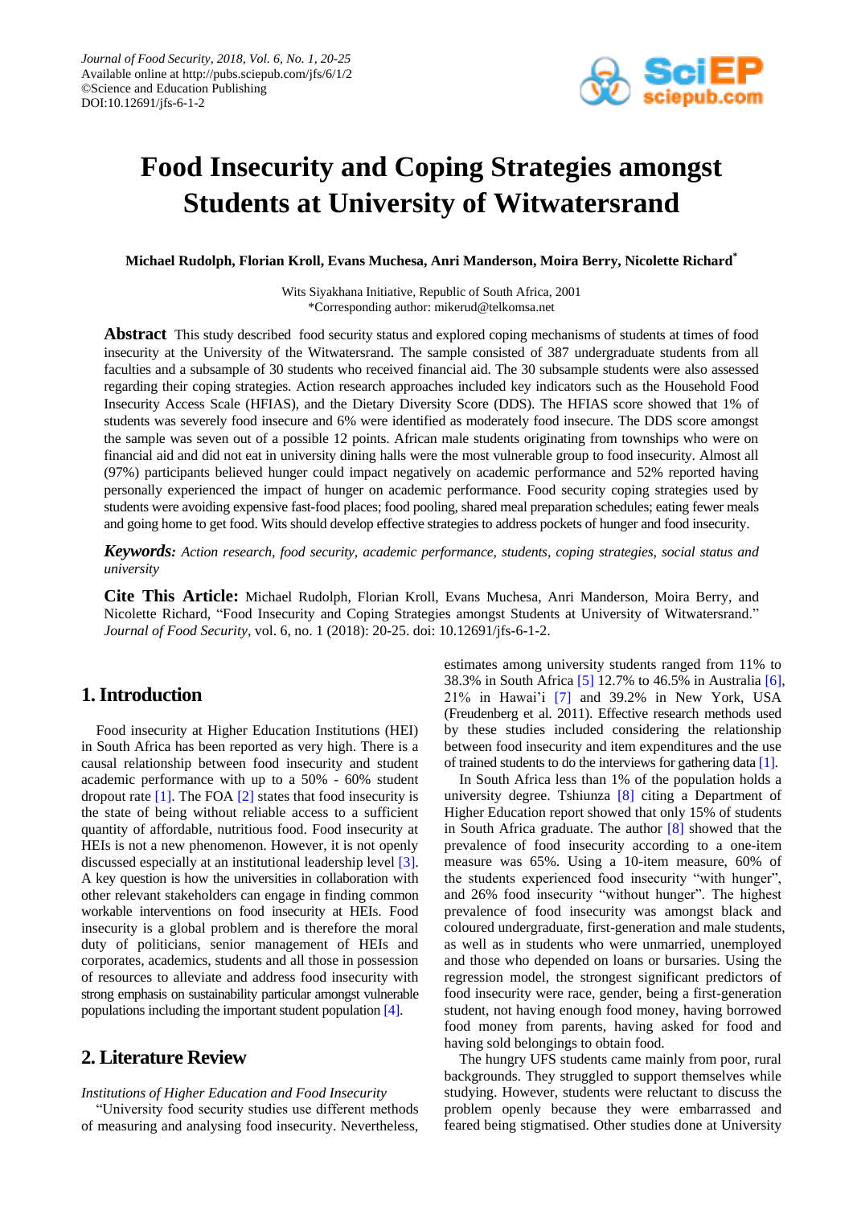# Food Insecurity and Coping Strategies amongst Students at University of Witwatersrand

**Michael Rudolph, Florian Kroll, Evans Muchesa, Anri Manderson, Moira Berry, Nicolette Richard***

Wits Siyakhana Initiative, Republic of South Africa, 2001
*Corresponding author: mikerud@telkomsa.net

**Abstract** This study described food security status and explored coping mechanisms of students at times of food insecurity at the University of the Witwatersrand. The sample consisted of 387 undergraduate students from all faculties and a subsample of 30 students who received financial aid. The 30 subsample students were also assessed regarding their coping strategies. Action research approaches included key indicators such as the Household Food Insecurity Access Scale (HFIAS), and the Dietary Diversity Score (DDS). The HFIAS score showed that 1% of students was severely food insecure and 6% were identified as moderately food insecure. The DDS score amongst the sample was seven out of a possible 12 points. African male students originating from townships who were on financial aid and did not eat in university dining halls were the most vulnerable group to food insecurity. Almost all (97%) participants believed hunger could impact negatively on academic performance and 52% reported having personally experienced the impact of hunger on academic performance. Food security coping strategies used by students were avoiding expensive fast-food places; food pooling, shared meal preparation schedules; eating fewer meals and going home to get food. Wits should develop effective strategies to address pockets of hunger and food insecurity.

***Keywords:*** *Action research, food security, academic performance, students, coping strategies, social status and university*

**Cite This Article:** Michael Rudolph, Florian Kroll, Evans Muchesa, Anri Manderson, Moira Berry, and Nicolette Richard, "Food Insecurity and Coping Strategies amongst Students at University of Witwatersrand." *Journal of Food Security*, vol. 6, no. 1 (2018): 20-25. doi: 10.12691/jfs-6-1-2.

## 1. Introduction

Food insecurity at Higher Education Institutions (HEI) in South Africa has been reported as very high. There is a causal relationship between food insecurity and student academic performance with up to a 50% - 60% student dropout rate [1]. The FOA [2] states that food insecurity is the state of being without reliable access to a sufficient quantity of affordable, nutritious food. Food insecurity at HEIs is not a new phenomenon. However, it is not openly discussed especially at an institutional leadership level [3]. A key question is how the universities in collaboration with other relevant stakeholders can engage in finding common workable interventions on food insecurity at HEIs. Food insecurity is a global problem and is therefore the moral duty of politicians, senior management of HEIs and corporates, academics, students and all those in possession of resources to alleviate and address food insecurity with strong emphasis on sustainability particular amongst vulnerable populations including the important student population [4].

## 2. Literature Review

*Institutions of Higher Education and Food Insecurity*

"University food security studies use different methods of measuring and analysing food insecurity. Nevertheless, estimates among university students ranged from 11% to 38.3% in South Africa [5] 12.7% to 46.5% in Australia [6], 21% in Hawai'i [7] and 39.2% in New York, USA (Freudenberg et al. 2011). Effective research methods used by these studies included considering the relationship between food insecurity and item expenditures and the use of trained students to do the interviews for gathering data [1].

In South Africa less than 1% of the population holds a university degree. Tshiunza [8] citing a Department of Higher Education report showed that only 15% of students in South Africa graduate. The author [8] showed that the prevalence of food insecurity according to a one-item measure was 65%. Using a 10-item measure, 60% of the students experienced food insecurity "with hunger", and 26% food insecurity "without hunger". The highest prevalence of food insecurity was amongst black and coloured undergraduate, first-generation and male students, as well as in students who were unmarried, unemployed and those who depended on loans or bursaries. Using the regression model, the strongest significant predictors of food insecurity were race, gender, being a first-generation student, not having enough food money, having borrowed food money from parents, having asked for food and having sold belongings to obtain food.

The hungry UFS students came mainly from poor, rural backgrounds. They struggled to support themselves while studying. However, students were reluctant to discuss the problem openly because they were embarrassed and feared being stigmatised. Other studies done at University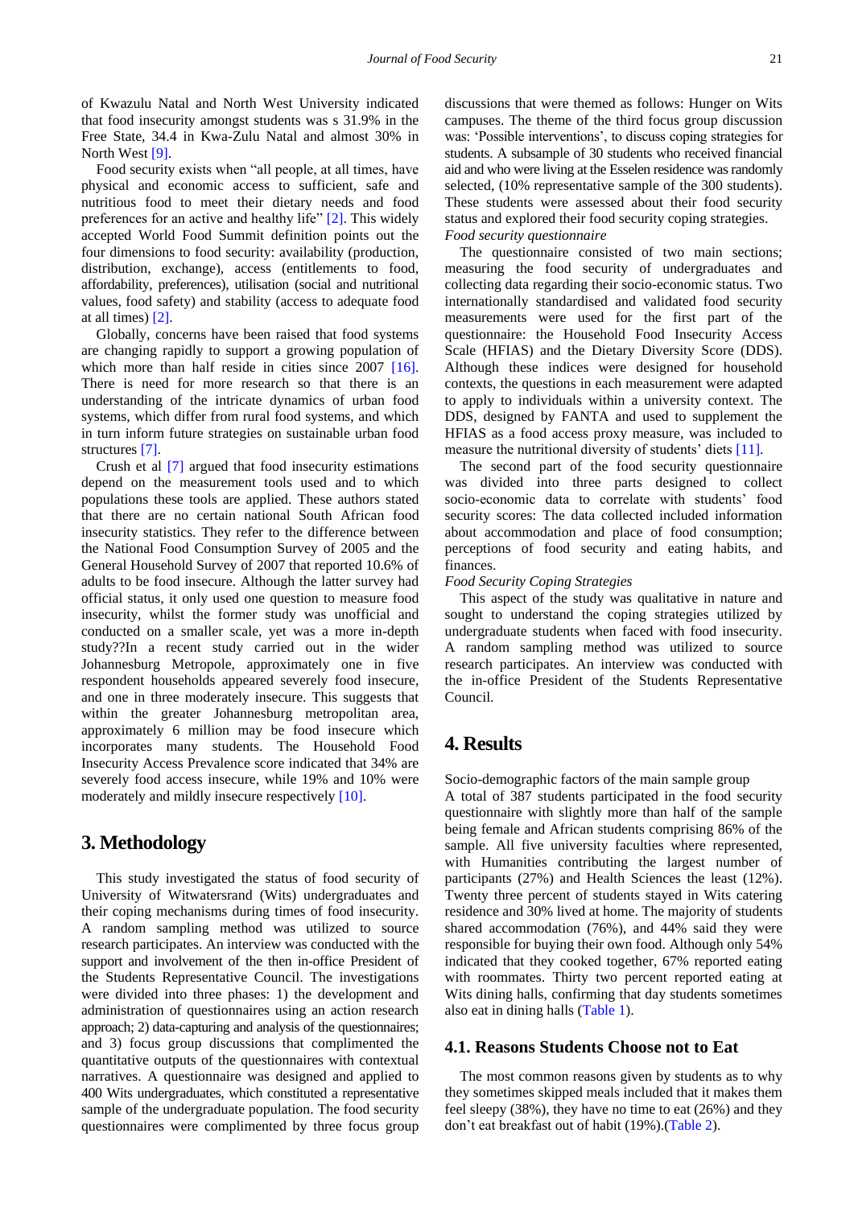of Kwazulu Natal and North West University indicated that food insecurity amongst students was s 31.9% in the Free State, 34.4 in Kwa-Zulu Natal and almost 30% in North West [9].

Food security exists when "all people, at all times, have physical and economic access to sufficient, safe and nutritious food to meet their dietary needs and food preferences for an active and healthy life" [2]. This widely accepted World Food Summit definition points out the four dimensions to food security: availability (production, distribution, exchange), access (entitlements to food, affordability, preferences), utilisation (social and nutritional values, food safety) and stability (access to adequate food at all times) [2].

Globally, concerns have been raised that food systems are changing rapidly to support a growing population of which more than half reside in cities since 2007 [16]. There is need for more research so that there is an understanding of the intricate dynamics of urban food systems, which differ from rural food systems, and which in turn inform future strategies on sustainable urban food structures [7].

Crush et al [7] argued that food insecurity estimations depend on the measurement tools used and to which populations these tools are applied. These authors stated that there are no certain national South African food insecurity statistics. They refer to the difference between the National Food Consumption Survey of 2005 and the General Household Survey of 2007 that reported 10.6% of adults to be food insecure. Although the latter survey had official status, it only used one question to measure food insecurity, whilst the former study was unofficial and conducted on a smaller scale, yet was a more in-depth study??In a recent study carried out in the wider Johannesburg Metropole, approximately one in five respondent households appeared severely food insecure, and one in three moderately insecure. This suggests that within the greater Johannesburg metropolitan area, approximately 6 million may be food insecure which incorporates many students. The Household Food Insecurity Access Prevalence score indicated that 34% are severely food access insecure, while 19% and 10% were moderately and mildly insecure respectively [10].

## 3. Methodology

This study investigated the status of food security of University of Witwatersrand (Wits) undergraduates and their coping mechanisms during times of food insecurity. A random sampling method was utilized to source research participates. An interview was conducted with the support and involvement of the then in-office President of the Students Representative Council. The investigations were divided into three phases: 1) the development and administration of questionnaires using an action research approach; 2) data-capturing and analysis of the questionnaires; and 3) focus group discussions that complimented the quantitative outputs of the questionnaires with contextual narratives. A questionnaire was designed and applied to 400 Wits undergraduates, which constituted a representative sample of the undergraduate population. The food security questionnaires were complimented by three focus group discussions that were themed as follows: Hunger on Wits campuses. The theme of the third focus group discussion was: 'Possible interventions', to discuss coping strategies for students. A subsample of 30 students who received financial aid and who were living at the Esselen residence was randomly selected, (10% representative sample of the 300 students). These students were assessed about their food security status and explored their food security coping strategies.

*Food security questionnaire*

The questionnaire consisted of two main sections; measuring the food security of undergraduates and collecting data regarding their socio-economic status. Two internationally standardised and validated food security measurements were used for the first part of the questionnaire: the Household Food Insecurity Access Scale (HFIAS) and the Dietary Diversity Score (DDS). Although these indices were designed for household contexts, the questions in each measurement were adapted to apply to individuals within a university context. The DDS, designed by FANTA and used to supplement the HFIAS as a food access proxy measure, was included to measure the nutritional diversity of students' diets [11].

The second part of the food security questionnaire was divided into three parts designed to collect socio-economic data to correlate with students' food security scores: The data collected included information about accommodation and place of food consumption; perceptions of food security and eating habits, and finances.

*Food Security Coping Strategies*

This aspect of the study was qualitative in nature and sought to understand the coping strategies utilized by undergraduate students when faced with food insecurity. A random sampling method was utilized to source research participates. An interview was conducted with the in-office President of the Students Representative Council.

## 4. Results

Socio-demographic factors of the main sample group

A total of 387 students participated in the food security questionnaire with slightly more than half of the sample being female and African students comprising 86% of the sample. All five university faculties where represented, with Humanities contributing the largest number of participants (27%) and Health Sciences the least (12%). Twenty three percent of students stayed in Wits catering residence and 30% lived at home. The majority of students shared accommodation (76%), and 44% said they were responsible for buying their own food. Although only 54% indicated that they cooked together, 67% reported eating with roommates. Thirty two percent reported eating at Wits dining halls, confirming that day students sometimes also eat in dining halls (Table 1).

### 4.1. Reasons Students Choose not to Eat

The most common reasons given by students as to why they sometimes skipped meals included that it makes them feel sleepy (38%), they have no time to eat (26%) and they don't eat breakfast out of habit (19%).(Table 2).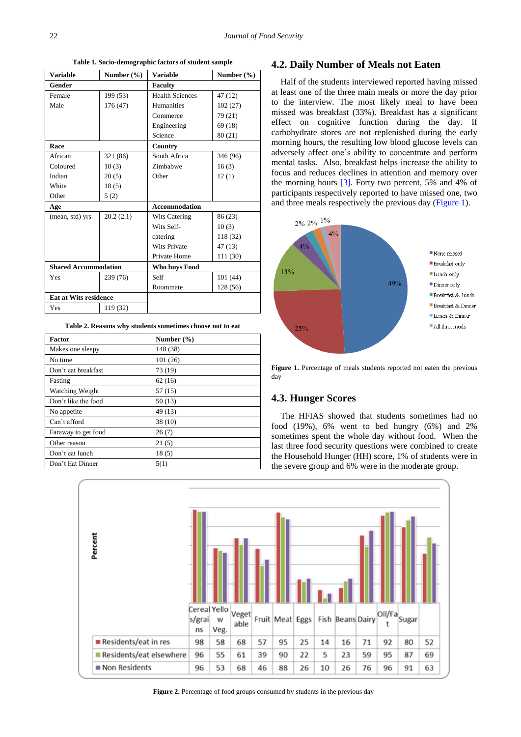Table 1. Socio-demographic factors of student sample

| Variable | Number (%) | Variable | Number (%) |
|---|---|---|---|
| **Gender** | | **Faculty** | |
| Female | 199 (53) | Health Sciences | 47 (12) |
| Male | 176 (47) | Humanities | 102 (27) |
| | | Commerce | 79 (21) |
| | | Engineering | 69 (18) |
| | | Science | 80 (21) |
| **Race** | | **Country** | |
| African | 321 (86) | South Africa | 346 (96) |
| Coloured | 10 (3) | Zimbabwe | 16 (3) |
| Indian | 20 (5) | Other | 12 (1) |
| White | 18 (5) | | |
| Other | 5 (2) | | |
| **Age** | | **Accommodation** | |
| (mean, std) yrs | 20.2 (2.1) | Wits Catering | 86 (23) |
| | | Wits Self-catering | 10 (3) |
| | | | 118 (32) |
| | | Wits Private | 47 (13) |
| | | Private Home | 111 (30) |
| **Shared Accommodation** | | **Who buys Food** | |
| Yes | 239 (76) | Self | 101 (44) |
| | | Roommate | 128 (56) |
| **Eat at Wits residence** | | | |
| Yes | 119 (32) | | |

Table 2. Reasons why students sometimes choose not to eat

| Factor | Number (%) |
|---|---|
| Makes one sleepy | 148 (38) |
| No time | 101 (26) |
| Don't eat breakfast | 73 (19) |
| Fasting | 62 (16) |
| Watching Weight | 57 (15) |
| Don't like the food | 50 (13) |
| No appetite | 49 (13) |
| Can't afford | 38 (10) |
| Faraway to get food | 26 (7) |
| Other reason | 21 (5) |
| Don't eat lunch | 18 (5) |
| Don't Eat Dinner | 5(1) |

## 4.2. Daily Number of Meals not Eaten

Half of the students interviewed reported having missed at least one of the three main meals or more the day prior to the interview. The most likely meal to have been missed was breakfast (33%). Breakfast has a significant effect on cognitive function during the day. If carbohydrate stores are not replenished during the early morning hours, the resulting low blood glucose levels can adversely affect one's ability to concentrate and perform mental tasks. Also, breakfast helps increase the ability to focus and reduces declines in attention and memory over the morning hours [3]. Forty two percent, 5% and 4% of participants respectively reported to have missed one, two and three meals respectively the previous day (Figure 1).

Figure 1. Percentage of meals students reported not eaten the previous day

## 4.3. Hunger Scores

The HFIAS showed that students sometimes had no food (19%), 6% went to bed hungry (6%) and 2% sometimes spent the whole day without food. When the last three food security questions were combined to create the Household Hunger (HH) score, 1% of students were in the severe group and 6% were in the moderate group.

| | Cereals/grains | Yellow Veg. | Vegetable | Fruit | Meat | Eggs | Fish | Beans | Dairy | Oil/Fat | Sugar | |
|---|---|---|---|---|---|---|---|---|---|---|---|---|
| Residents/eat in res | 98 | 58 | 68 | 57 | 95 | 25 | 14 | 16 | 71 | 92 | 80 | 52 |
| Residents/eat elsewhere | 96 | 55 | 61 | 39 | 90 | 22 | 5 | 23 | 59 | 95 | 87 | 69 |
| Non Residents | 96 | 53 | 68 | 46 | 88 | 26 | 10 | 26 | 76 | 96 | 91 | 63 |

Figure 2. Percentage of food groups consumed by students in the previous day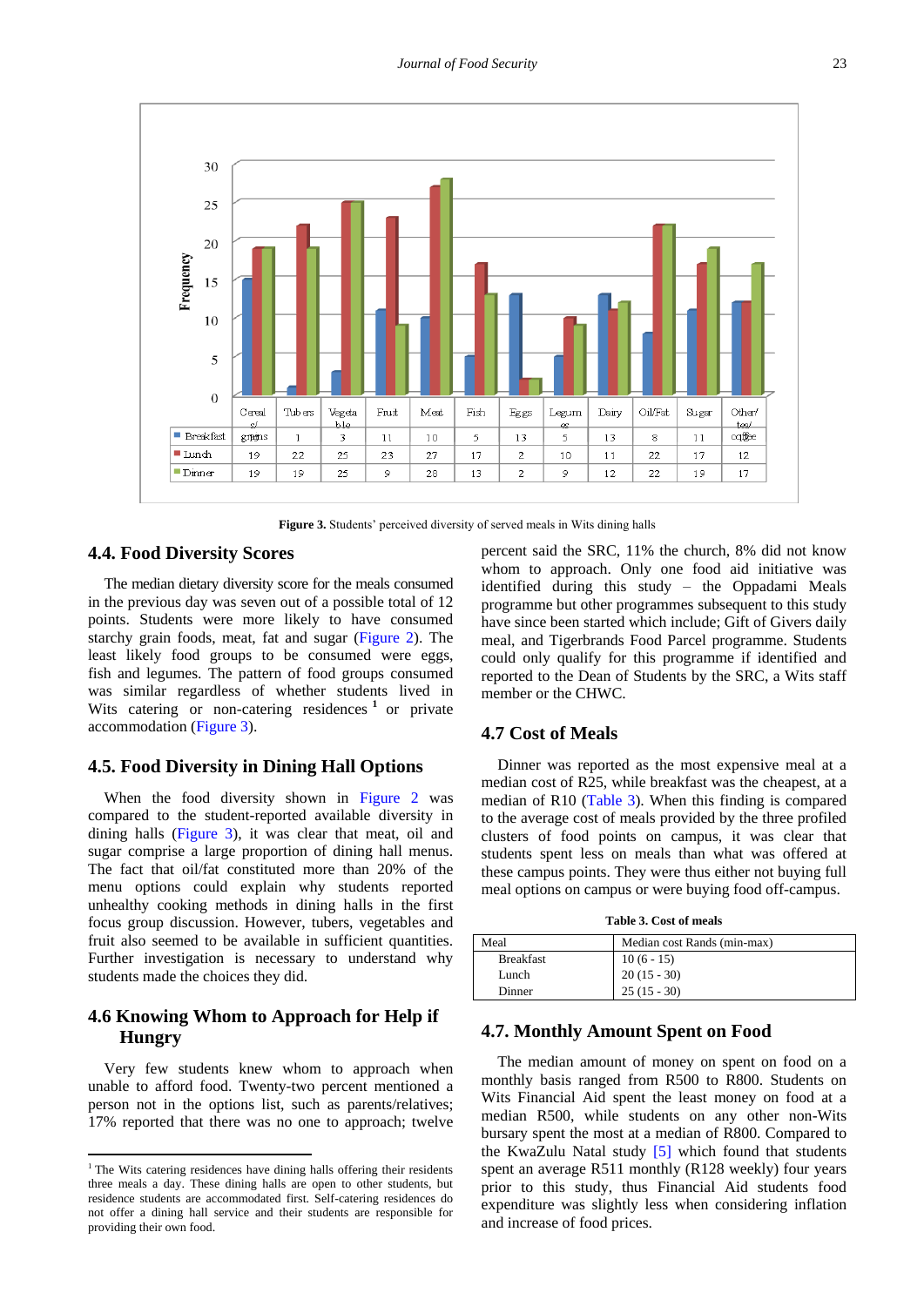|  | Cereal/grains | Tubers | Vegetable | Fruit | Meat | Fish | Eggs | Legumes | Dairy | Oil/Fat | Sugar | Other/tea/coffee |
|---|---|---|---|---|---|---|---|---|---|---|---|---|
| Breakfast | 15 | 1 | 3 | 11 | 10 | 5 | 13 | 5 | 13 | 8 | 11 | 12 |
| Lunch | 19 | 22 | 25 | 23 | 27 | 17 | 2 | 10 | 11 | 22 | 17 | 12 |
| Dinner | 19 | 19 | 25 | 9 | 28 | 13 | 2 | 9 | 12 | 22 | 19 | 17 |

**Figure 3.** Students' perceived diversity of served meals in Wits dining halls

## 4.4. Food Diversity Scores

The median dietary diversity score for the meals consumed in the previous day was seven out of a possible total of 12 points. Students were more likely to have consumed starchy grain foods, meat, fat and sugar (Figure 2). The least likely food groups to be consumed were eggs, fish and legumes. The pattern of food groups consumed was similar regardless of whether students lived in Wits catering or non-catering residences [1] or private accommodation (Figure 3).

## 4.5. Food Diversity in Dining Hall Options

When the food diversity shown in Figure 2 was compared to the student-reported available diversity in dining halls (Figure 3), it was clear that meat, oil and sugar comprise a large proportion of dining hall menus. The fact that oil/fat constituted more than 20% of the menu options could explain why students reported unhealthy cooking methods in dining halls in the first focus group discussion. However, tubers, vegetables and fruit also seemed to be available in sufficient quantities. Further investigation is necessary to understand why students made the choices they did.

## 4.6 Knowing Whom to Approach for Help if Hungry

Very few students knew whom to approach when unable to afford food. Twenty-two percent mentioned a person not in the options list, such as parents/relatives; 17% reported that there was no one to approach; twelve percent said the SRC, 11% the church, 8% did not know whom to approach. Only one food aid initiative was identified during this study – the Oppadami Meals programme but other programmes subsequent to this study have since been started which include; Gift of Givers daily meal, and Tigerbrands Food Parcel programme. Students could only qualify for this programme if identified and reported to the Dean of Students by the SRC, a Wits staff member or the CHWC.

## 4.7 Cost of Meals

Dinner was reported as the most expensive meal at a median cost of R25, while breakfast was the cheapest, at a median of R10 (Table 3). When this finding is compared to the average cost of meals provided by the three profiled clusters of food points on campus, it was clear that students spent less on meals than what was offered at these campus points. They were thus either not buying full meal options on campus or were buying food off-campus.

**Table 3. Cost of meals**

| Meal | Median cost Rands (min-max) |
|---|---|
| Breakfast | 10 (6 - 15) |
| Lunch | 20 (15 - 30) |
| Dinner | 25 (15 - 30) |

## 4.7. Monthly Amount Spent on Food

The median amount of money on spent on food on a monthly basis ranged from R500 to R800. Students on Wits Financial Aid spent the least money on food at a median R500, while students on any other non-Wits bursary spent the most at a median of R800. Compared to the KwaZulu Natal study [5] which found that students spent an average R511 monthly (R128 weekly) four years prior to this study, thus Financial Aid students food expenditure was slightly less when considering inflation and increase of food prices.

---

[1] The Wits catering residences have dining halls offering their residents three meals a day. These dining halls are open to other students, but residence students are accommodated first. Self-catering residences do not offer a dining hall service and their students are responsible for providing their own food.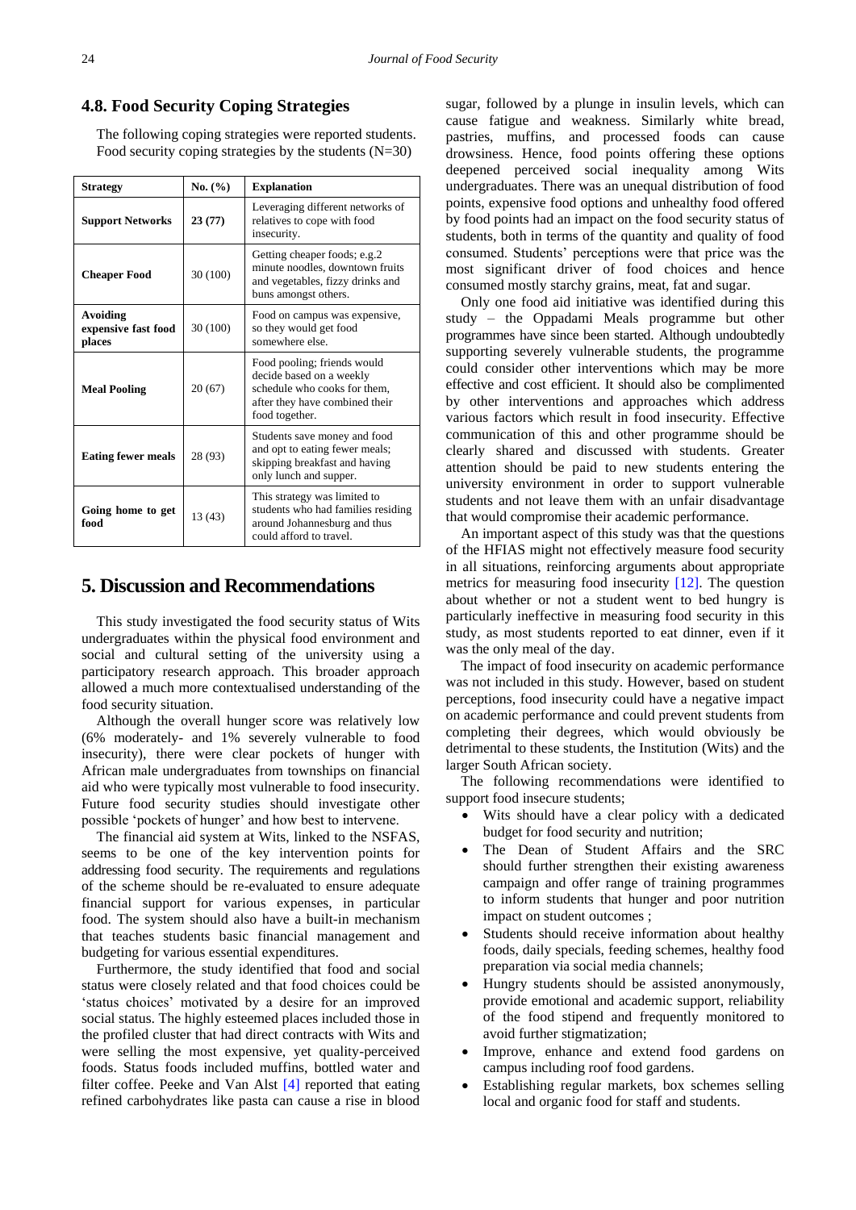### 4.8. Food Security Coping Strategies

The following coping strategies were reported students. Food security coping strategies by the students (N=30)

| Strategy | No. (%) | Explanation |
|---|---|---|
| **Support Networks** | **23 (77)** | Leveraging different networks of relatives to cope with food insecurity. |
| **Cheaper Food** | 30 (100) | Getting cheaper foods; e.g.2 minute noodles, downtown fruits and vegetables, fizzy drinks and buns amongst others. |
| **Avoiding expensive fast food places** | 30 (100) | Food on campus was expensive, so they would get food somewhere else. |
| **Meal Pooling** | 20 (67) | Food pooling; friends would decide based on a weekly schedule who cooks for them, after they have combined their food together. |
| **Eating fewer meals** | 28 (93) | Students save money and food and opt to eating fewer meals; skipping breakfast and having only lunch and supper. |
| **Going home to get food** | 13 (43) | This strategy was limited to students who had families residing around Johannesburg and thus could afford to travel. |

## 5. Discussion and Recommendations

This study investigated the food security status of Wits undergraduates within the physical food environment and social and cultural setting of the university using a participatory research approach. This broader approach allowed a much more contextualised understanding of the food security situation.

Although the overall hunger score was relatively low (6% moderately- and 1% severely vulnerable to food insecurity), there were clear pockets of hunger with African male undergraduates from townships on financial aid who were typically most vulnerable to food insecurity. Future food security studies should investigate other possible 'pockets of hunger' and how best to intervene.

The financial aid system at Wits, linked to the NSFAS, seems to be one of the key intervention points for addressing food security. The requirements and regulations of the scheme should be re-evaluated to ensure adequate financial support for various expenses, in particular food. The system should also have a built-in mechanism that teaches students basic financial management and budgeting for various essential expenditures.

Furthermore, the study identified that food and social status were closely related and that food choices could be 'status choices' motivated by a desire for an improved social status. The highly esteemed places included those in the profiled cluster that had direct contracts with Wits and were selling the most expensive, yet quality-perceived foods. Status foods included muffins, bottled water and filter coffee. Peeke and Van Alst [4] reported that eating refined carbohydrates like pasta can cause a rise in blood sugar, followed by a plunge in insulin levels, which can cause fatigue and weakness. Similarly white bread, pastries, muffins, and processed foods can cause drowsiness. Hence, food points offering these options deepened perceived social inequality among Wits undergraduates. There was an unequal distribution of food points, expensive food options and unhealthy food offered by food points had an impact on the food security status of students, both in terms of the quantity and quality of food consumed. Students' perceptions were that price was the most significant driver of food choices and hence consumed mostly starchy grains, meat, fat and sugar.

Only one food aid initiative was identified during this study – the Oppadami Meals programme but other programmes have since been started. Although undoubtedly supporting severely vulnerable students, the programme could consider other interventions which may be more effective and cost efficient. It should also be complimented by other interventions and approaches which address various factors which result in food insecurity. Effective communication of this and other programme should be clearly shared and discussed with students. Greater attention should be paid to new students entering the university environment in order to support vulnerable students and not leave them with an unfair disadvantage that would compromise their academic performance.

An important aspect of this study was that the questions of the HFIAS might not effectively measure food security in all situations, reinforcing arguments about appropriate metrics for measuring food insecurity [12]. The question about whether or not a student went to bed hungry is particularly ineffective in measuring food security in this study, as most students reported to eat dinner, even if it was the only meal of the day.

The impact of food insecurity on academic performance was not included in this study. However, based on student perceptions, food insecurity could have a negative impact on academic performance and could prevent students from completing their degrees, which would obviously be detrimental to these students, the Institution (Wits) and the larger South African society.

The following recommendations were identified to support food insecure students;

- Wits should have a clear policy with a dedicated budget for food security and nutrition;
- The Dean of Student Affairs and the SRC should further strengthen their existing awareness campaign and offer range of training programmes to inform students that hunger and poor nutrition impact on student outcomes ;
- Students should receive information about healthy foods, daily specials, feeding schemes, healthy food preparation via social media channels;
- Hungry students should be assisted anonymously, provide emotional and academic support, reliability of the food stipend and frequently monitored to avoid further stigmatization;
- Improve, enhance and extend food gardens on campus including roof food gardens.
- Establishing regular markets, box schemes selling local and organic food for staff and students.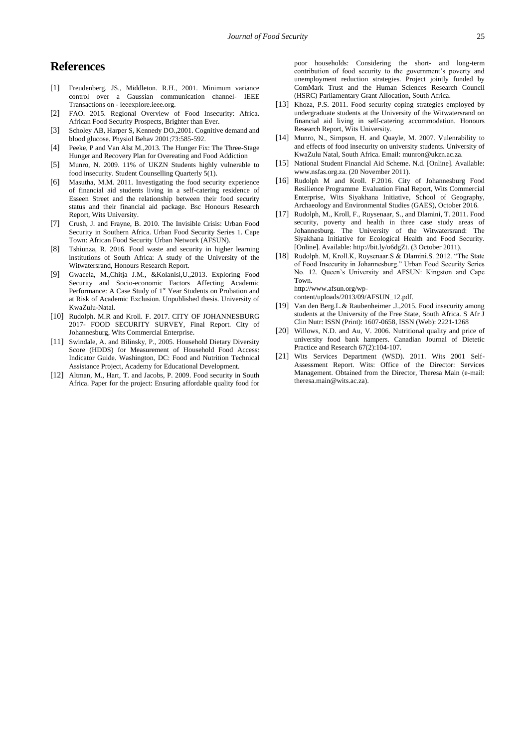# References

[1] Freudenberg. JS., Middleton. R.H., 2001. Minimum variance control over a Gaussian communication channel- IEEE Transactions on - ieeexplore.ieee.org.

[2] FAO. 2015. Regional Overview of Food Insecurity: Africa. African Food Security Prospects, Brighter than Ever.

[3] Scholey AB, Harper S, Kennedy DO.,2001. Cognitive demand and blood glucose. Physiol Behav 2001;73:585-592.

[4] Peeke, P and Van Alst M.,2013. The Hunger Fix: The Three-Stage Hunger and Recovery Plan for Overeating and Food Addiction

[5] Munro, N. 2009. 11% of UKZN Students highly vulnerable to food insecurity. Student Counselling Quarterly 5(1).

[6] Masutha, M.M. 2011. Investigating the food security experience of financial aid students living in a self-catering residence of Esseen Street and the relationship between their food security status and their financial aid package. Bsc Honours Research Report, Wits University.

[7] Crush, J. and Frayne, B. 2010. The Invisible Crisis: Urban Food Security in Southern Africa. Urban Food Security Series 1. Cape Town: African Food Security Urban Network (AFSUN).

[8] Tshiunza, R. 2016. Food waste and security in higher learning institutions of South Africa: A study of the University of the Witwatersrand, Honours Research Report.

[9] Gwacela, M.,Chitja J.M., &Kolanisi,U.,2013. Exploring Food Security and Socio-economic Factors Affecting Academic Performance: A Case Study of 1st Year Students on Probation and at Risk of Academic Exclusion. Unpublished thesis. University of KwaZulu-Natal.

[10] Rudolph. M.R and Kroll. F. 2017. CITY OF JOHANNESBURG 2017- FOOD SECURITY SURVEY, Final Report. City of Johannesburg, Wits Commercial Enterprise.

[11] Swindale, A. and Bilinsky, P., 2005. Household Dietary Diversity Score (HDDS) for Measurement of Household Food Access: Indicator Guide. Washington, DC: Food and Nutrition Technical Assistance Project, Academy for Educational Development.

[12] Altman, M., Hart, T. and Jacobs, P. 2009. Food security in South Africa. Paper for the project: Ensuring affordable quality food for poor households: Considering the short- and long-term contribution of food security to the government's poverty and unemployment reduction strategies. Project jointly funded by ComMark Trust and the Human Sciences Research Council (HSRC) Parliamentary Grant Allocation, South Africa.

[13] Khoza, P.S. 2011. Food security coping strategies employed by undergraduate students at the University of the Witwatersrand on financial aid living in self-catering accommodation. Honours Research Report, Wits University.

[14] Munro, N., Simpson, H. and Quayle, M. 2007. Vulenrability to and effects of food insecurity on university students. University of KwaZulu Natal, South Africa. Email: munron@ukzn.ac.za.

[15] National Student Financial Aid Scheme. N.d. [Online]. Available: www.nsfas.org.za. (20 November 2011).

[16] Rudolph M and Kroll. F.2016. City of Johannesburg Food Resilience Programme Evaluation Final Report, Wits Commercial Enterprise, Wits Siyakhana Initiative, School of Geography, Archaeology and Environmental Studies (GAES), October 2016.

[17] Rudolph, M., Kroll, F., Ruysenaar, S., and Dlamini, T. 2011. Food security, poverty and health in three case study areas of Johannesburg. The University of the Witwatersrand: The Siyakhana Initiative for Ecological Health and Food Security. [Online]. Available: http://bit.ly/o6dgZt. (3 October 2011).

[18] Rudolph. M, Kroll.K, Ruysenaar.S & Dlamini.S. 2012. "The State of Food Insecurity in Johannesburg." Urban Food Security Series No. 12. Queen's University and AFSUN: Kingston and Cape Town. http://www.afsun.org/wp-content/uploads/2013/09/AFSUN_12.pdf.

[19] Van den Berg.L.& Raubenheimer .J.,2015. Food insecurity among students at the University of the Free State, South Africa. S Afr J Clin Nutr: ISSN (Print): 1607-0658, ISSN (Web): 2221-1268

[20] Willows, N.D. and Au, V. 2006. Nutritional quality and price of university food bank hampers. Canadian Journal of Dietetic Practice and Research 67(2):104-107.

[21] Wits Services Department (WSD). 2011. Wits 2001 Self-Assessment Report. Wits: Office of the Director: Services Management. Obtained from the Director, Theresa Main (e-mail: theresa.main@wits.ac.za).